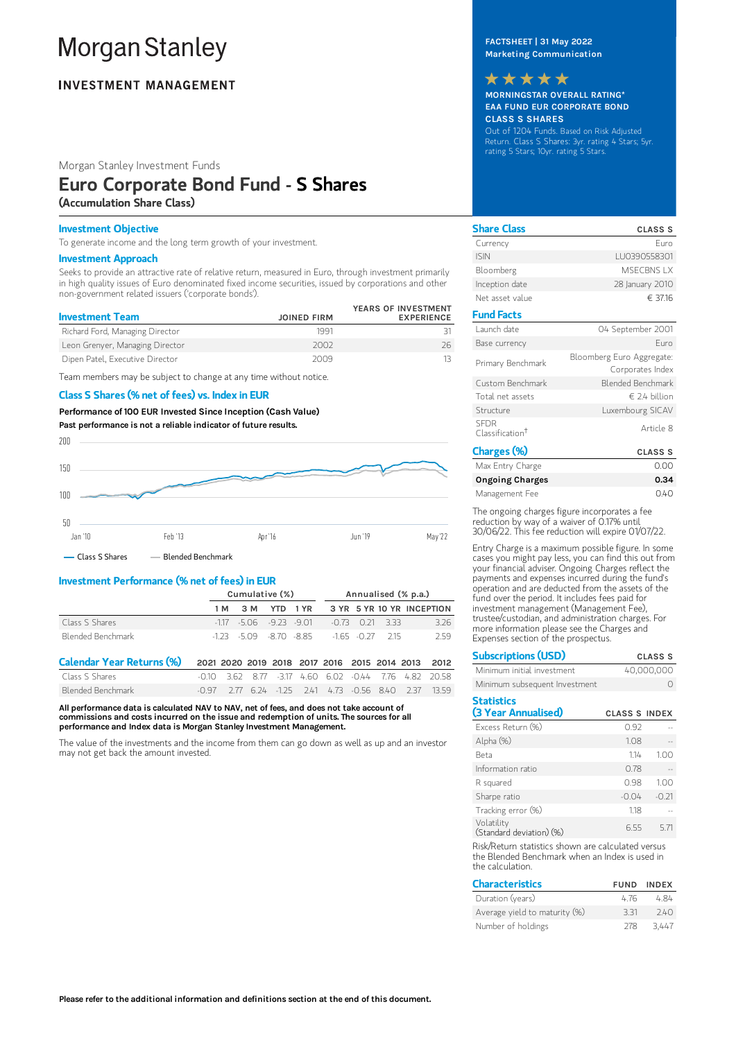# Morgan Stanley

**INVESTMENT MANAGEMENT**

Morgan Stanley Investment Funds

# Euro Corporate Bond Fund - S Shares

**(Accumulation Share Class)**

**FACTSHEET | 31 May 2022**
**Marketing Communication**

★★★★★

**MORNINGSTAR OVERALL RATING\***
**EAA FUND EUR CORPORATE BOND**
**CLASS S SHARES**

Out of 1204 Funds. Based on Risk Adjusted Return. Class S Shares: 3yr. rating 4 Stars; 5yr. rating 5 Stars; 10yr. rating 5 Stars.

## Investment Objective

To generate income and the long term growth of your investment.

## Investment Approach

Seeks to provide an attractive rate of relative return, measured in Euro, through investment primarily in high quality issues of Euro denominated fixed income securities, issued by corporations and other non-government related issuers ('corporate bonds').

## Investment Team

| Investment Team | JOINED FIRM | YEARS OF INVESTMENT EXPERIENCE |
|---|---|---|
| Richard Ford, Managing Director | 1991 | 31 |
| Leon Grenyer, Managing Director | 2002 | 26 |
| Dipen Patel, Executive Director | 2009 | 13 |

Team members may be subject to change at any time without notice.

## Class S Shares (% net of fees) vs. Index in EUR

**Performance of 100 EUR Invested Since Inception (Cash Value)**

**Past performance is not a reliable indicator of future results.**

— Class S Shares — Blended Benchmark

## Investment Performance (% net of fees) in EUR

| | Cumulative (%) | | | | Annualised (% p.a.) | | | |
|---|---|---|---|---|---|---|---|---|
| | 1 M | 3 M | YTD | 1 YR | 3 YR | 5 YR | 10 YR | INCEPTION |
| Class S Shares | -1.17 | -5.06 | -9.23 | -9.01 | -0.73 | 0.21 | 3.33 | 3.26 |
| Blended Benchmark | -1.23 | -5.09 | -8.70 | -8.85 | -1.65 | -0.27 | 2.15 | 2.59 |

## Calendar Year Returns (%)

| | 2021 | 2020 | 2019 | 2018 | 2017 | 2016 | 2015 | 2014 | 2013 | 2012 |
|---|---|---|---|---|---|---|---|---|---|---|
| Class S Shares | -0.10 | 3.62 | 8.77 | -3.17 | 4.60 | 6.02 | -0.44 | 7.76 | 4.82 | 20.58 |
| Blended Benchmark | -0.97 | 2.77 | 6.24 | -1.25 | 2.41 | 4.73 | -0.56 | 8.40 | 2.37 | 13.59 |

**All performance data is calculated NAV to NAV, net of fees, and does not take account of commissions and costs incurred on the issue and redemption of units. The sources for all performance and Index data is Morgan Stanley Investment Management.**

The value of the investments and the income from them can go down as well as up and an investor may not get back the amount invested.

## Share Class

| Share Class | CLASS S |
|---|---|
| Currency | Euro |
| ISIN | LU0390558301 |
| Bloomberg | MSECBNS LX |
| Inception date | 28 January 2010 |
| Net asset value | € 37.16 |

## Fund Facts

| Fund Facts | |
|---|---|
| Launch date | 04 September 2001 |
| Base currency | Euro |
| Primary Benchmark | Bloomberg Euro Aggregate: Corporates Index |
| Custom Benchmark | Blended Benchmark |
| Total net assets | € 2.4 billion |
| Structure | Luxembourg SICAV |
| SFDR Classification† | Article 8 |

## Charges (%)

| Charges (%) | CLASS S |
|---|---|
| Max Entry Charge | 0.00 |
| **Ongoing Charges** | **0.34** |
| Management Fee | 0.40 |

The ongoing charges figure incorporates a fee reduction by way of a waiver of 0.17% until 30/06/22. This fee reduction will expire 01/07/22.

Entry Charge is a maximum possible figure. In some cases you might pay less, you can find this out from your financial adviser. Ongoing Charges reflect the payments and expenses incurred during the fund's operation and are deducted from the assets of the fund over the period. It includes fees paid for investment management (Management Fee), trustee/custodian, and administration charges. For more information please see the Charges and Expenses section of the prospectus.

## Subscriptions (USD)

| Subscriptions (USD) | CLASS S |
|---|---|
| Minimum initial investment | 40,000,000 |
| Minimum subsequent Investment | 0 |

## Statistics (3 Year Annualised)

| Statistics (3 Year Annualised) | CLASS S | INDEX |
|---|---|---|
| Excess Return (%) | 0.92 | -- |
| Alpha (%) | 1.08 | -- |
| Beta | 1.14 | 1.00 |
| Information ratio | 0.78 | -- |
| R squared | 0.98 | 1.00 |
| Sharpe ratio | -0.04 | -0.21 |
| Tracking error (%) | 1.18 | -- |
| Volatility (Standard deviation) (%) | 6.55 | 5.71 |

Risk/Return statistics shown are calculated versus the Blended Benchmark when an Index is used in the calculation.

## Characteristics

| Characteristics | FUND | INDEX |
|---|---|---|
| Duration (years) | 4.76 | 4.84 |
| Average yield to maturity (%) | 3.31 | 2.40 |
| Number of holdings | 278 | 3,447 |

**Please refer to the additional information and definitions section at the end of this document.**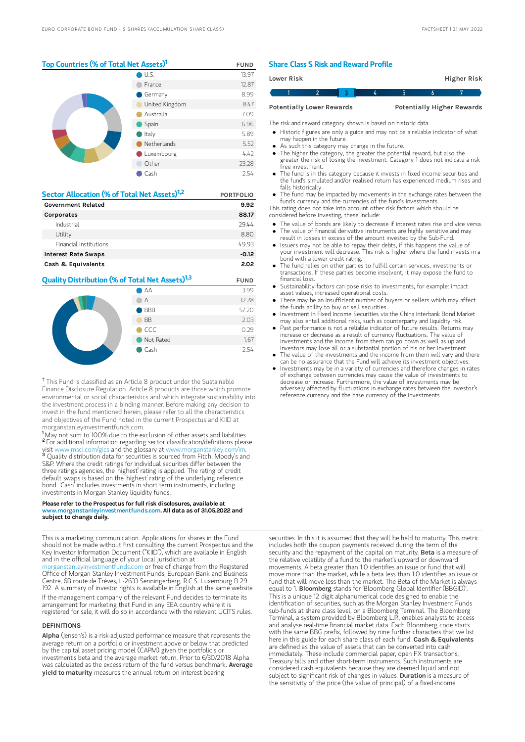## Top Countries (% of Total Net Assets)[1]

| | FUND |
|---|---|
| U.S. | 13.97 |
| France | 12.87 |
| Germany | 8.99 |
| United Kingdom | 8.47 |
| Australia | 7.09 |
| Spain | 6.96 |
| Italy | 5.89 |
| Netherlands | 5.52 |
| Luxembourg | 4.42 |
| Other | 23.28 |
| Cash | 2.54 |

## Sector Allocation (% of Total Net Assets)[1,2]

| | PORTFOLIO |
|---|---|
| **Government Related** | **9.92** |
| **Corporates** | **88.17** |
| Industrial | 29.44 |
| Utility | 8.80 |
| Financial Institutions | 49.93 |
| **Interest Rate Swaps** | **-0.12** |
| **Cash & Equivalents** | **2.02** |

## Quality Distribution (% of Total Net Assets)[1,3]

| | FUND |
|---|---|
| AA | 3.99 |
| A | 32.28 |
| BBB | 57.20 |
| BB | 2.03 |
| CCC | 0.29 |
| Not Rated | 1.67 |
| Cash | 2.54 |

† This Fund is classified as an Article 8 product under the Sustainable Finance Disclosure Regulation. Article 8 products are those which promote environmental or social characteristics and which integrate sustainability into the investment process in a binding manner. Before making any decision to invest in the fund mentioned herein, please refer to all the characteristics and objectives of the Fund noted in the current Prospectus and KIID at morganstanleyinvestmentfunds.com.

[1] May not sum to 100% due to the exclusion of other assets and liabilities.
[2] For additional information regarding sector classification/definitions please visit www.msci.com/gics and the glossary at www.morganstanley.com/im.
[3] Quality distribution data for securities is sourced from Fitch, Moody's and S&P. Where the credit ratings for individual securities differ between the three ratings agencies, the 'highest' rating is applied. The rating of credit default swaps is based on the 'highest' rating of the underlying reference bond. 'Cash' includes investments in short term instruments, including investments in Morgan Stanley liquidity funds.

**Please refer to the Prospectus for full risk disclosures, available at www.morganstanleyinvestmentfunds.com. All data as of 31.05.2022 and subject to change daily.**

## Share Class S Risk and Reward Profile

| Lower Risk | | | | | | Higher Risk |
|---|---|---|---|---|---|---|
| 1 | 2 | **3** | 4 | 5 | 6 | 7 |
| Potentially Lower Rewards | | | | | | Potentially Higher Rewards |

The risk and reward category shown is based on historic data.

- Historic figures are only a guide and may not be a reliable indicator of what may happen in the future.
- As such this category may change in the future.
- The higher the category, the greater the potential reward, but also the greater the risk of losing the investment. Category 1 does not indicate a risk free investment.
- The fund is in this category because it invests in fixed income securities and the fund's simulated and/or realised return has experienced medium rises and falls historically.
- The fund may be impacted by movements in the exchange rates between the fund's currency and the currencies of the fund's investments.

This rating does not take into account other risk factors which should be considered before investing, these include:

- The value of bonds are likely to decrease if interest rates rise and vice versa.
- The value of financial derivative instruments are highly sensitive and may result in losses in excess of the amount invested by the Sub-Fund.
- Issuers may not be able to repay their debts, if this happens the value of your investment will decrease. This risk is higher where the fund invests in a bond with a lower credit rating.
- The fund relies on other parties to fulfill certain services, investments or transactions. If these parties become insolvent, it may expose the fund to financial loss.
- Sustainability factors can pose risks to investments, for example: impact asset values, increased operational costs.
- There may be an insufficient number of buyers or sellers which may affect the funds ability to buy or sell securities.
- Investment in Fixed Income Securities via the China Interbank Bond Market may also entail additional risks, such as counterparty and liquidity risk.
- Past performance is not a reliable indicator of future results. Returns may increase or decrease as a result of currency fluctuations. The value of investments and the income from them can go down as well as up and investors may lose all or a substantial portion of his or her investment.
- The value of the investments and the income from them will vary and there can be no assurance that the Fund will achieve its investment objectives.
- Investments may be in a variety of currencies and therefore changes in rates of exchange between currencies may cause the value of investments to decrease or increase. Furthermore, the value of investments may be adversely affected by fluctuations in exchange rates between the investor's reference currency and the base currency of the investments.

This is a marketing communication. Applications for shares in the Fund should not be made without first consulting the current Prospectus and the Key Investor Information Document ("KIID"), which are available in English and in the official language of your local jurisdiction at morganstanleyinvestmentfunds.com or free of charge from the Registered Office of Morgan Stanley Investment Funds, European Bank and Business Centre, 6B route de Trèves, L-2633 Senningerberg, R.C.S. Luxemburg B 29 192. A summary of investor rights is available in English at the same website.

If the management company of the relevant Fund decides to terminate its arrangement for marketing that Fund in any EEA country where it is registered for sale, it will do so in accordance with the relevant UCITS rules.

### DEFINITIONS

**Alpha** (Jensen's) is a risk-adjusted performance measure that represents the average return on a portfolio or investment above or below that predicted by the capital asset pricing model (CAPM) given the portfolio's or investment's beta and the average market return. Prior to 6/30/2018 Alpha was calculated as the excess return of the fund versus benchmark. **Average yield to maturity** measures the annual return on interest-bearing securities. In this it is assumed that they will be held to maturity. This metric includes both the coupon payments received during the term of the security and the repayment of the capital on maturity. **Beta** is a measure of the relative volatility of a fund to the market's upward or downward movements. A beta greater than 1.0 identifies an issue or fund that will move more than the market, while a beta less than 1.0 identifies an issue or fund that will move less than the market. The Beta of the Market is always equal to 1. **Bloomberg** stands for 'Bloomberg Global Identifier (BBGID)'. This is a unique 12 digit alphanumerical code designed to enable the identification of securities, such as the Morgan Stanley Investment Funds sub-funds at share class level, on a Bloomberg Terminal. The Bloomberg Terminal, a system provided by Bloomberg L.P., enables analysts to access and analyse real-time financial market data. Each Bloomberg code starts with the same BBG prefix, followed by nine further characters that we list here in this guide for each share class of each fund. **Cash & Equivalents** are defined as the value of assets that can be converted into cash immediately. These include commercial paper, open FX transactions, Treasury bills and other short-term instruments. Such instruments are considered cash equivalents because they are deemed liquid and not subject to significant risk of changes in values. **Duration** is a measure of the sensitivity of the price (the value of principal) of a fixed-income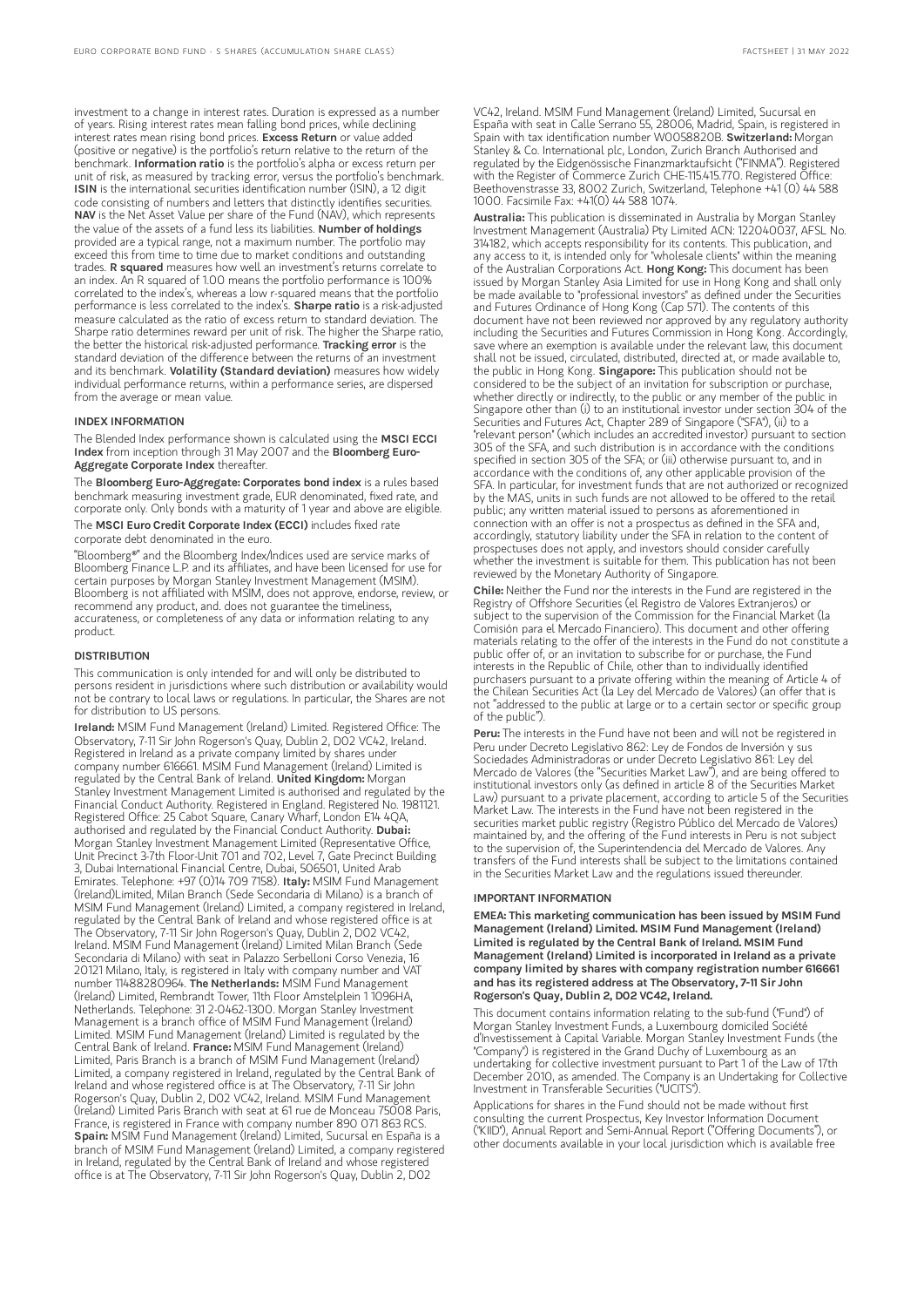investment to a change in interest rates. Duration is expressed as a number of years. Rising interest rates mean falling bond prices, while declining interest rates mean rising bond prices. **Excess Return** or value added (positive or negative) is the portfolio's return relative to the return of the benchmark. **Information ratio** is the portfolio's alpha or excess return per unit of risk, as measured by tracking error, versus the portfolio's benchmark. **ISIN** is the international securities identification number (ISIN), a 12 digit code consisting of numbers and letters that distinctly identifies securities. **NAV** is the Net Asset Value per share of the Fund (NAV), which represents the value of the assets of a fund less its liabilities. **Number of holdings** provided are a typical range, not a maximum number. The portfolio may exceed this from time to time due to market conditions and outstanding trades. **R squared** measures how well an investment's returns correlate to an index. An R squared of 1.00 means the portfolio performance is 100% correlated to the index's, whereas a low r-squared means that the portfolio performance is less correlated to the index's. **Sharpe ratio** is a risk-adjusted measure calculated as the ratio of excess return to standard deviation. The Sharpe ratio determines reward per unit of risk. The higher the Sharpe ratio, the better the historical risk-adjusted performance. **Tracking error** is the standard deviation of the difference between the returns of an investment and its benchmark. **Volatility (Standard deviation)** measures how widely individual performance returns, within a performance series, are dispersed from the average or mean value.

### INDEX INFORMATION

The Blended Index performance shown is calculated using the **MSCI ECCI Index** from inception through 31 May 2007 and the **Bloomberg Euro-Aggregate Corporate Index** thereafter.

The **Bloomberg Euro-Aggregate: Corporates bond index** is a rules based benchmark measuring investment grade, EUR denominated, fixed rate, and corporate only. Only bonds with a maturity of 1 year and above are eligible.

The **MSCI Euro Credit Corporate Index (ECCI)** includes fixed rate corporate debt denominated in the euro.

"Bloomberg®" and the Bloomberg Index/Indices used are service marks of Bloomberg Finance L.P. and its affiliates, and have been licensed for use for certain purposes by Morgan Stanley Investment Management (MSIM). Bloomberg is not affiliated with MSIM, does not approve, endorse, review, or recommend any product, and. does not guarantee the timeliness, accurateness, or completeness of any data or information relating to any product.

### DISTRIBUTION

This communication is only intended for and will only be distributed to persons resident in jurisdictions where such distribution or availability would not be contrary to local laws or regulations. In particular, the Shares are not for distribution to US persons.

**Ireland:** MSIM Fund Management (Ireland) Limited. Registered Office: The Observatory, 7-11 Sir John Rogerson's Quay, Dublin 2, D02 VC42, Ireland. Registered in Ireland as a private company limited by shares under company number 616661. MSIM Fund Management (Ireland) Limited is regulated by the Central Bank of Ireland. **United Kingdom:** Morgan Stanley Investment Management Limited is authorised and regulated by the Financial Conduct Authority. Registered in England. Registered No. 1981121. Registered Office: 25 Cabot Square, Canary Wharf, London E14 4QA, authorised and regulated by the Financial Conduct Authority. **Dubai:** Morgan Stanley Investment Management Limited (Representative Office, Unit Precinct 3-7th Floor-Unit 701 and 702, Level 7, Gate Precinct Building 3, Dubai International Financial Centre, Dubai, 506501, United Arab Emirates. Telephone: +97 (0)14 709 7158). **Italy:** MSIM Fund Management (Ireland)Limited, Milan Branch (Sede Secondaria di Milano) is a branch of MSIM Fund Management (Ireland) Limited, a company registered in Ireland, regulated by the Central Bank of Ireland and whose registered office is at The Observatory, 7-11 Sir John Rogerson's Quay, Dublin 2, D02 VC42, Ireland. MSIM Fund Management (Ireland) Limited Milan Branch (Sede Secondaria di Milano) with seat in Palazzo Serbelloni Corso Venezia, 16 20121 Milano, Italy, is registered in Italy with company number and VAT number 11488280964. **The Netherlands:** MSIM Fund Management (Ireland) Limited, Rembrandt Tower, 11th Floor Amstelplein 1 1096HA, Netherlands. Telephone: 31 2-0462-1300. Morgan Stanley Investment Management is a branch office of MSIM Fund Management (Ireland) Limited. MSIM Fund Management (Ireland) Limited is regulated by the Central Bank of Ireland. **France:** MSIM Fund Management (Ireland) Limited, Paris Branch is a branch of MSIM Fund Management (Ireland) Limited, a company registered in Ireland, regulated by the Central Bank of Ireland and whose registered office is at The Observatory, 7-11 Sir John Rogerson's Quay, Dublin 2, D02 VC42, Ireland. MSIM Fund Management (Ireland) Limited Paris Branch with seat at 61 rue de Monceau 75008 Paris, France, is registered in France with company number 890 071 863 RCS. **Spain:** MSIM Fund Management (Ireland) Limited, Sucursal en España is a branch of MSIM Fund Management (Ireland) Limited, a company registered in Ireland, regulated by the Central Bank of Ireland and whose registered office is at The Observatory, 7-11 Sir John Rogerson's Quay, Dublin 2, D02 VC42, Ireland. MSIM Fund Management (Ireland) Limited, Sucursal en España with seat in Calle Serrano 55, 28006, Madrid, Spain, is registered in Spain with tax identification number W0058820B. **Switzerland:** Morgan Stanley & Co. International plc, London, Zurich Branch Authorised and regulated by the Eidgenössische Finanzmarktaufsicht ("FINMA"). Registered with the Register of Commerce Zurich CHE-115.415.770. Registered Office: Beethovenstrasse 33, 8002 Zurich, Switzerland, Telephone +41 (0) 44 588 1000. Facsimile Fax: +41(0) 44 588 1074.

**Australia:** This publication is disseminated in Australia by Morgan Stanley Investment Management (Australia) Pty Limited ACN: 122040037, AFSL No. 314182, which accepts responsibility for its contents. This publication, and any access to it, is intended only for "wholesale clients" within the meaning of the Australian Corporations Act. **Hong Kong:** This document has been issued by Morgan Stanley Asia Limited for use in Hong Kong and shall only be made available to "professional investors" as defined under the Securities and Futures Ordinance of Hong Kong (Cap 571). The contents of this document have not been reviewed nor approved by any regulatory authority including the Securities and Futures Commission in Hong Kong. Accordingly, save where an exemption is available under the relevant law, this document shall not be issued, circulated, distributed, directed at, or made available to, the public in Hong Kong. **Singapore:** This publication should not be considered to be the subject of an invitation for subscription or purchase, whether directly or indirectly, to the public or any member of the public in Singapore other than (i) to an institutional investor under section 304 of the Securities and Futures Act, Chapter 289 of Singapore ("SFA"), (ii) to a "relevant person" (which includes an accredited investor) pursuant to section 305 of the SFA, and such distribution is in accordance with the conditions specified in section 305 of the SFA; or (iii) otherwise pursuant to, and in accordance with the conditions of, any other applicable provision of the SFA. In particular, for investment funds that are not authorized or recognized by the MAS, units in such funds are not allowed to be offered to the retail public; any written material issued to persons as aforementioned in connection with an offer is not a prospectus as defined in the SFA and, accordingly, statutory liability under the SFA in relation to the content of prospectuses does not apply, and investors should consider carefully whether the investment is suitable for them. This publication has not been reviewed by the Monetary Authority of Singapore.

**Chile:** Neither the Fund nor the interests in the Fund are registered in the Registry of Offshore Securities (el Registro de Valores Extranjeros) or subject to the supervision of the Commission for the Financial Market (la Comisión para el Mercado Financiero). This document and other offering materials relating to the offer of the interests in the Fund do not constitute a public offer of, or an invitation to subscribe for or purchase, the Fund interests in the Republic of Chile, other than to individually identified purchasers pursuant to a private offering within the meaning of Article 4 of the Chilean Securities Act (la Ley del Mercado de Valores) (an offer that is not "addressed to the public at large or to a certain sector or specific group of the public").

**Peru:** The interests in the Fund have not been and will not be registered in Peru under Decreto Legislativo 862: Ley de Fondos de Inversión y sus Sociedades Administradoras or under Decreto Legislativo 861: Ley del Mercado de Valores (the "Securities Market Law"), and are being offered to institutional investors only (as defined in article 8 of the Securities Market Law) pursuant to a private placement, according to article 5 of the Securities Market Law. The interests in the Fund have not been registered in the securities market public registry (Registro Público del Mercado de Valores) maintained by, and the offering of the Fund interests in Peru is not subject to the supervision of, the Superintendencia del Mercado de Valores. Any transfers of the Fund interests shall be subject to the limitations contained in the Securities Market Law and the regulations issued thereunder.

### IMPORTANT INFORMATION

**EMEA: This marketing communication has been issued by MSIM Fund Management (Ireland) Limited. MSIM Fund Management (Ireland) Limited is regulated by the Central Bank of Ireland. MSIM Fund Management (Ireland) Limited is incorporated in Ireland as a private company limited by shares with company registration number 616661 and has its registered address at The Observatory, 7-11 Sir John Rogerson's Quay, Dublin 2, D02 VC42, Ireland.**

This document contains information relating to the sub-fund ("Fund") of Morgan Stanley Investment Funds, a Luxembourg domiciled Société d'Investissement à Capital Variable. Morgan Stanley Investment Funds (the "Company") is registered in the Grand Duchy of Luxembourg as an undertaking for collective investment pursuant to Part 1 of the Law of 17th December 2010, as amended. The Company is an Undertaking for Collective Investment in Transferable Securities ("UCITS").

Applications for shares in the Fund should not be made without first consulting the current Prospectus, Key Investor Information Document ("KIID"), Annual Report and Semi-Annual Report ("Offering Documents"), or other documents available in your local jurisdiction which is available free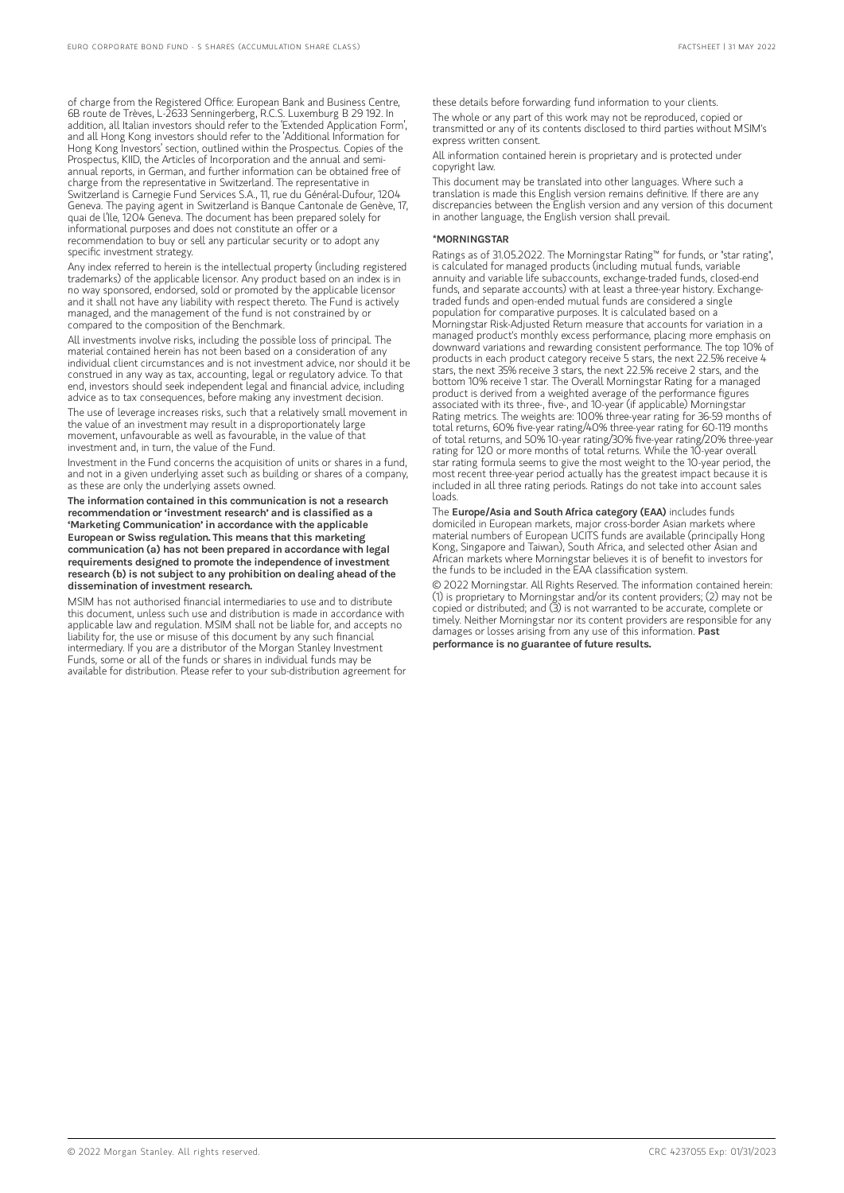of charge from the Registered Office: European Bank and Business Centre, 6B route de Trèves, L-2633 Senningerberg, R.C.S. Luxemburg B 29 192. In addition, all Italian investors should refer to the 'Extended Application Form', and all Hong Kong investors should refer to the 'Additional Information for Hong Kong Investors' section, outlined within the Prospectus. Copies of the Prospectus, KIID, the Articles of Incorporation and the annual and semi-annual reports, in German, and further information can be obtained free of charge from the representative in Switzerland. The representative in Switzerland is Carnegie Fund Services S.A., 11, rue du Général-Dufour, 1204 Geneva. The paying agent in Switzerland is Banque Cantonale de Genève, 17, quai de l'Ile, 1204 Geneva. The document has been prepared solely for informational purposes and does not constitute an offer or a recommendation to buy or sell any particular security or to adopt any specific investment strategy.

Any index referred to herein is the intellectual property (including registered trademarks) of the applicable licensor. Any product based on an index is in no way sponsored, endorsed, sold or promoted by the applicable licensor and it shall not have any liability with respect thereto. The Fund is actively managed, and the management of the fund is not constrained by or compared to the composition of the Benchmark.

All investments involve risks, including the possible loss of principal. The material contained herein has not been based on a consideration of any individual client circumstances and is not investment advice, nor should it be construed in any way as tax, accounting, legal or regulatory advice. To that end, investors should seek independent legal and financial advice, including advice as to tax consequences, before making any investment decision.

The use of leverage increases risks, such that a relatively small movement in the value of an investment may result in a disproportionately large movement, unfavourable as well as favourable, in the value of that investment and, in turn, the value of the Fund.

Investment in the Fund concerns the acquisition of units or shares in a fund, and not in a given underlying asset such as building or shares of a company, as these are only the underlying assets owned.

**The information contained in this communication is not a research recommendation or 'investment research' and is classified as a 'Marketing Communication' in accordance with the applicable European or Swiss regulation. This means that this marketing communication (a) has not been prepared in accordance with legal requirements designed to promote the independence of investment research (b) is not subject to any prohibition on dealing ahead of the dissemination of investment research.**

MSIM has not authorised financial intermediaries to use and to distribute this document, unless such use and distribution is made in accordance with applicable law and regulation. MSIM shall not be liable for, and accepts no liability for, the use or misuse of this document by any such financial intermediary. If you are a distributor of the Morgan Stanley Investment Funds, some or all of the funds or shares in individual funds may be available for distribution. Please refer to your sub-distribution agreement for these details before forwarding fund information to your clients.

The whole or any part of this work may not be reproduced, copied or transmitted or any of its contents disclosed to third parties without MSIM's express written consent.

All information contained herein is proprietary and is protected under copyright law.

This document may be translated into other languages. Where such a translation is made this English version remains definitive. If there are any discrepancies between the English version and any version of this document in another language, the English version shall prevail.

**\*MORNINGSTAR**

Ratings as of 31.05.2022. The Morningstar Rating™ for funds, or "star rating", is calculated for managed products (including mutual funds, variable annuity and variable life subaccounts, exchange-traded funds, closed-end funds, and separate accounts) with at least a three-year history. Exchange-traded funds and open-ended mutual funds are considered a single population for comparative purposes. It is calculated based on a Morningstar Risk-Adjusted Return measure that accounts for variation in a managed product's monthly excess performance, placing more emphasis on downward variations and rewarding consistent performance. The top 10% of products in each product category receive 5 stars, the next 22.5% receive 4 stars, the next 35% receive 3 stars, the next 22.5% receive 2 stars, and the bottom 10% receive 1 star. The Overall Morningstar Rating for a managed product is derived from a weighted average of the performance figures associated with its three-, five-, and 10-year (if applicable) Morningstar Rating metrics. The weights are: 100% three-year rating for 36-59 months of total returns, 60% five-year rating/40% three-year rating for 60-119 months of total returns, and 50% 10-year rating/30% five-year rating/20% three-year rating for 120 or more months of total returns. While the 10-year overall star rating formula seems to give the most weight to the 10-year period, the most recent three-year period actually has the greatest impact because it is included in all three rating periods. Ratings do not take into account sales loads.

The **Europe/Asia and South Africa category (EAA)** includes funds domiciled in European markets, major cross-border Asian markets where material numbers of European UCITS funds are available (principally Hong Kong, Singapore and Taiwan), South Africa, and selected other Asian and African markets where Morningstar believes it is of benefit to investors for the funds to be included in the EAA classification system.

© 2022 Morningstar. All Rights Reserved. The information contained herein: (1) is proprietary to Morningstar and/or its content providers; (2) may not be copied or distributed; and (3) is not warranted to be accurate, complete or timely. Neither Morningstar nor its content providers are responsible for any damages or losses arising from any use of this information. **Past performance is no guarantee of future results.**